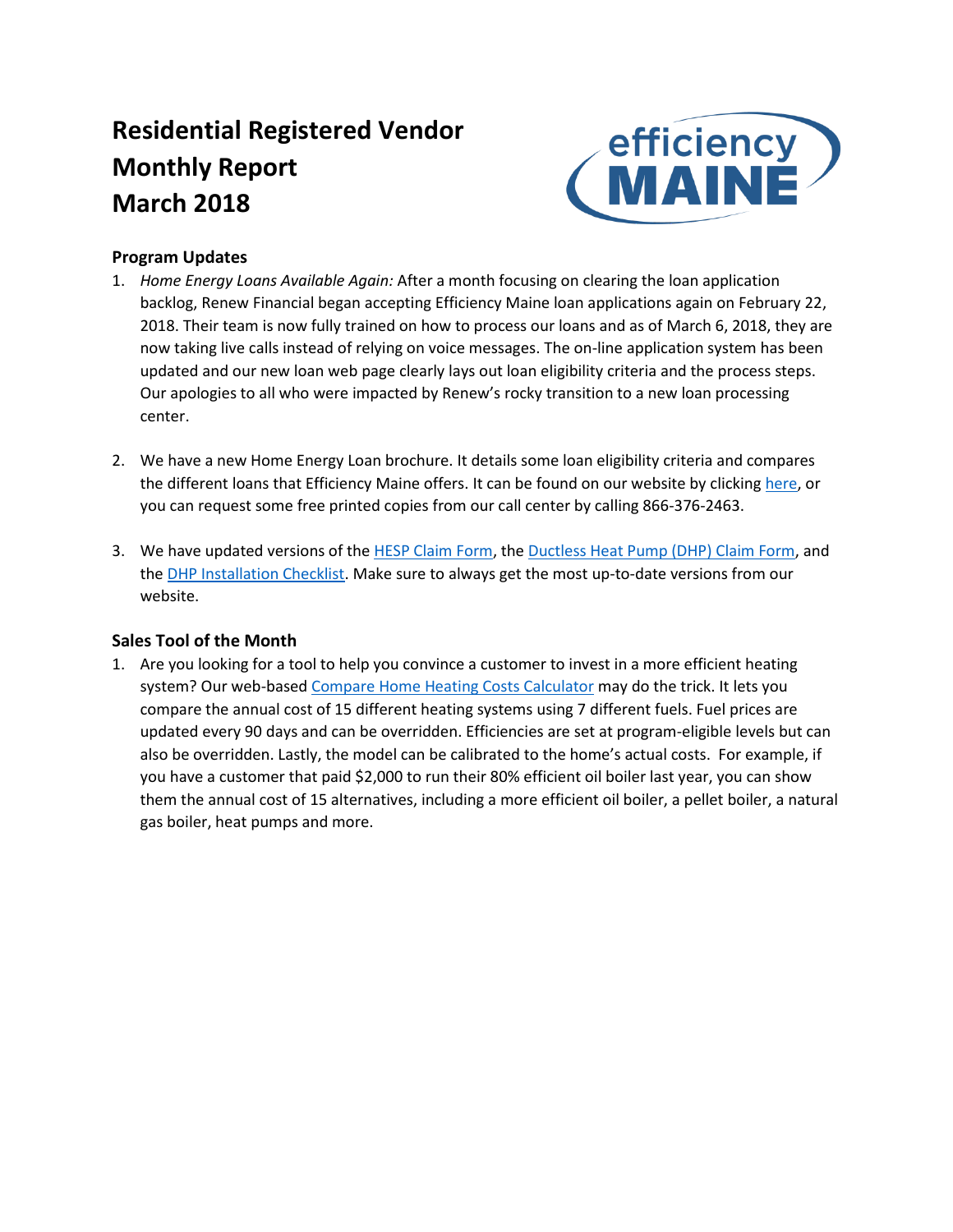# Residential Registered Vendor Monthly Report March 2018

### Program Updates

1. *Home Energy Loans Available Again:* After a month focusing on clearing the loan application backlog, Renew Financial began accepting Efficiency Maine loan applications again on February 22, 2018. Their team is now fully trained on how to process our loans and as of March 6, 2018, they are now taking live calls instead of relying on voice messages. The on-line application system has been updated and our new loan web page clearly lays out loan eligibility criteria and the process steps. Our apologies to all who were impacted by Renew's rocky transition to a new loan processing center.

2. We have a new Home Energy Loan brochure. It details some loan eligibility criteria and compares the different loans that Efficiency Maine offers. It can be found on our website by clicking here, or you can request some free printed copies from our call center by calling 866-376-2463.

3. We have updated versions of the HESP Claim Form, the Ductless Heat Pump (DHP) Claim Form, and the DHP Installation Checklist. Make sure to always get the most up-to-date versions from our website.

### Sales Tool of the Month

1. Are you looking for a tool to help you convince a customer to invest in a more efficient heating system? Our web-based Compare Home Heating Costs Calculator may do the trick. It lets you compare the annual cost of 15 different heating systems using 7 different fuels. Fuel prices are updated every 90 days and can be overridden. Efficiencies are set at program-eligible levels but can also be overridden. Lastly, the model can be calibrated to the home's actual costs. For example, if you have a customer that paid $2,000 to run their 80% efficient oil boiler last year, you can show them the annual cost of 15 alternatives, including a more efficient oil boiler, a pellet boiler, a natural gas boiler, heat pumps and more.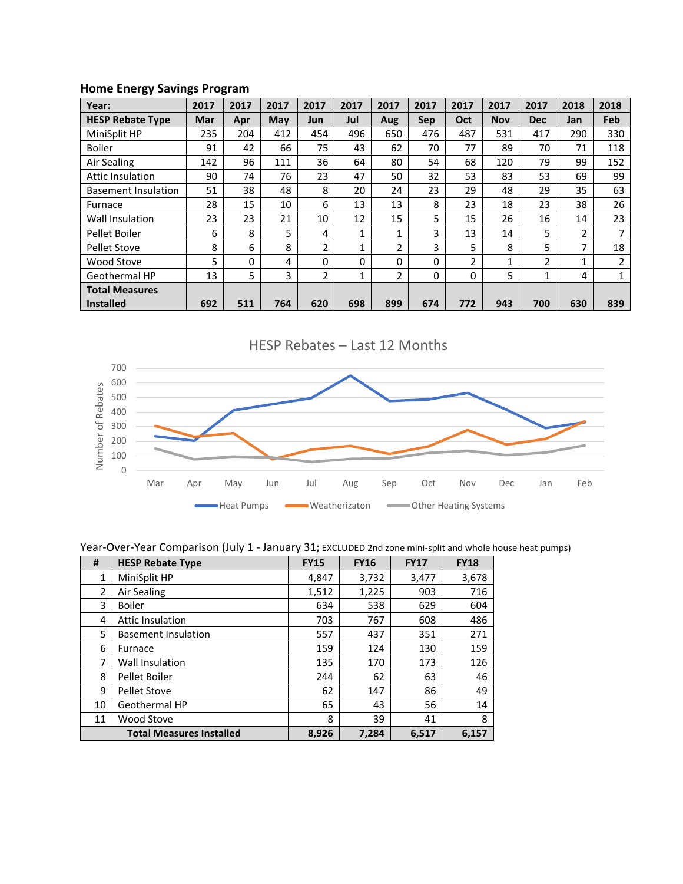**Home Energy Savings Program**

| Year: | 2017 | 2017 | 2017 | 2017 | 2017 | 2017 | 2017 | 2017 | 2017 | 2017 | 2018 | 2018 |
|---|---|---|---|---|---|---|---|---|---|---|---|---|
| **HESP Rebate Type** | **Mar** | **Apr** | **May** | **Jun** | **Jul** | **Aug** | **Sep** | **Oct** | **Nov** | **Dec** | **Jan** | **Feb** |
| MiniSplit HP | 235 | 204 | 412 | 454 | 496 | 650 | 476 | 487 | 531 | 417 | 290 | 330 |
| Boiler | 91 | 42 | 66 | 75 | 43 | 62 | 70 | 77 | 89 | 70 | 71 | 118 |
| Air Sealing | 142 | 96 | 111 | 36 | 64 | 80 | 54 | 68 | 120 | 79 | 99 | 152 |
| Attic Insulation | 90 | 74 | 76 | 23 | 47 | 50 | 32 | 53 | 83 | 53 | 69 | 99 |
| Basement Insulation | 51 | 38 | 48 | 8 | 20 | 24 | 23 | 29 | 48 | 29 | 35 | 63 |
| Furnace | 28 | 15 | 10 | 6 | 13 | 13 | 8 | 23 | 18 | 23 | 38 | 26 |
| Wall Insulation | 23 | 23 | 21 | 10 | 12 | 15 | 5 | 15 | 26 | 16 | 14 | 23 |
| Pellet Boiler | 6 | 8 | 5 | 4 | 1 | 1 | 3 | 13 | 14 | 5 | 2 | 7 |
| Pellet Stove | 8 | 6 | 8 | 2 | 1 | 2 | 3 | 5 | 8 | 5 | 7 | 18 |
| Wood Stove | 5 | 0 | 4 | 0 | 0 | 0 | 0 | 2 | 1 | 2 | 1 | 2 |
| Geothermal HP | 13 | 5 | 3 | 2 | 1 | 2 | 0 | 0 | 5 | 1 | 4 | 1 |
| **Total Measures Installed** | **692** | **511** | **764** | **620** | **698** | **899** | **674** | **772** | **943** | **700** | **630** | **839** |

HESP Rebates – Last 12 Months

| Month | Heat Pumps | Weatherizaton | Other Heating Systems |
|---|---|---|---|
| Mar | ~235 | ~305 | ~150 |
| Apr | ~205 | ~230 | ~75 |
| May | ~410 | ~255 | ~95 |
| Jun | ~455 | ~75 | ~90 |
| Jul | ~495 | ~145 | ~60 |
| Aug | ~650 | ~170 | ~80 |
| Sep | ~475 | ~115 | ~85 |
| Oct | ~485 | ~165 | ~120 |
| Nov | ~530 | ~275 | ~135 |
| Dec | ~415 | ~175 | ~105 |
| Jan | ~290 | ~215 | ~125 |
| Feb | ~330 | ~335 | ~170 |

Year-Over-Year Comparison (July 1 - January 31; EXCLUDED 2nd zone mini-split and whole house heat pumps)

| # | HESP Rebate Type | FY15 | FY16 | FY17 | FY18 |
|---|---|---|---|---|---|
| 1 | MiniSplit HP | 4,847 | 3,732 | 3,477 | 3,678 |
| 2 | Air Sealing | 1,512 | 1,225 | 903 | 716 |
| 3 | Boiler | 634 | 538 | 629 | 604 |
| 4 | Attic Insulation | 703 | 767 | 608 | 486 |
| 5 | Basement Insulation | 557 | 437 | 351 | 271 |
| 6 | Furnace | 159 | 124 | 130 | 159 |
| 7 | Wall Insulation | 135 | 170 | 173 | 126 |
| 8 | Pellet Boiler | 244 | 62 | 63 | 46 |
| 9 | Pellet Stove | 62 | 147 | 86 | 49 |
| 10 | Geothermal HP | 65 | 43 | 56 | 14 |
| 11 | Wood Stove | 8 | 39 | 41 | 8 |
| | **Total Measures Installed** | **8,926** | **7,284** | **6,517** | **6,157** |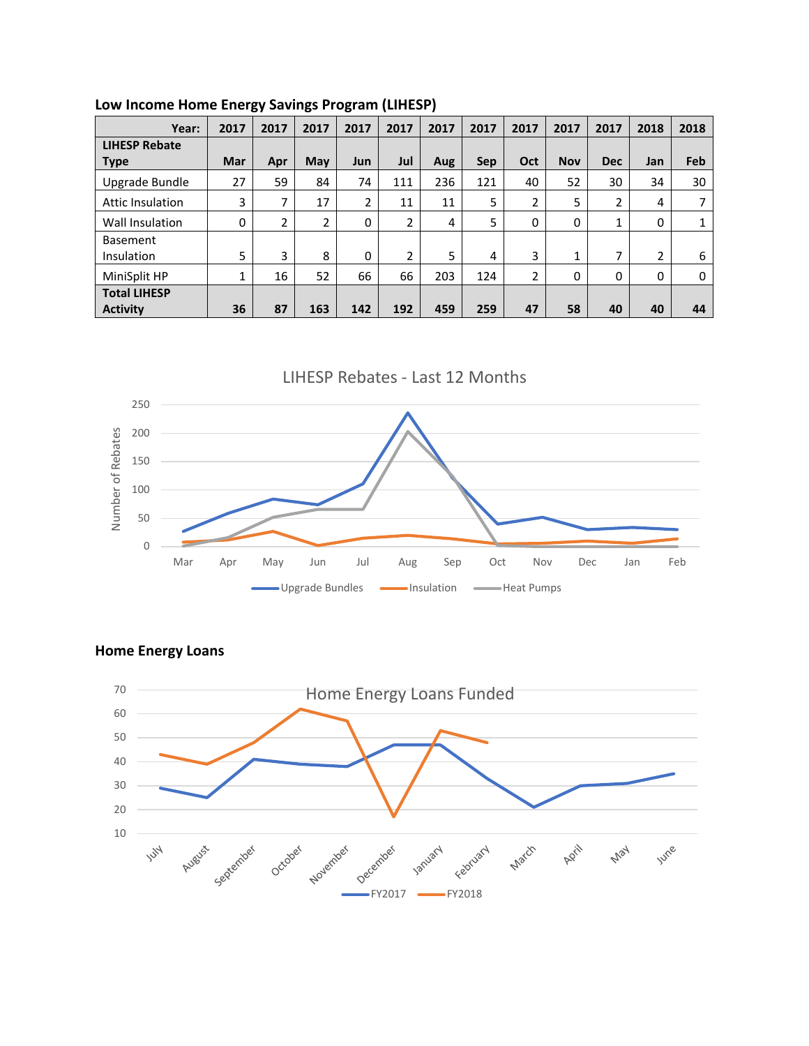## Low Income Home Energy Savings Program (LIHESP)

| Year: | 2017 | 2017 | 2017 | 2017 | 2017 | 2017 | 2017 | 2017 | 2017 | 2017 | 2018 | 2018 |
|---|---|---|---|---|---|---|---|---|---|---|---|---|
| **LIHESP Rebate Type** | **Mar** | **Apr** | **May** | **Jun** | **Jul** | **Aug** | **Sep** | **Oct** | **Nov** | **Dec** | **Jan** | **Feb** |
| Upgrade Bundle | 27 | 59 | 84 | 74 | 111 | 236 | 121 | 40 | 52 | 30 | 34 | 30 |
| Attic Insulation | 3 | 7 | 17 | 2 | 11 | 11 | 5 | 2 | 5 | 2 | 4 | 7 |
| Wall Insulation | 0 | 2 | 2 | 0 | 2 | 4 | 5 | 0 | 0 | 1 | 0 | 1 |
| Basement Insulation | 5 | 3 | 8 | 0 | 2 | 5 | 4 | 3 | 1 | 7 | 2 | 6 |
| MiniSplit HP | 1 | 16 | 52 | 66 | 66 | 203 | 124 | 2 | 0 | 0 | 0 | 0 |
| **Total LIHESP Activity** | **36** | **87** | **163** | **142** | **192** | **459** | **259** | **47** | **58** | **40** | **40** | **44** |

LIHESP Rebates - Last 12 Months

## Home Energy Loans

Home Energy Loans Funded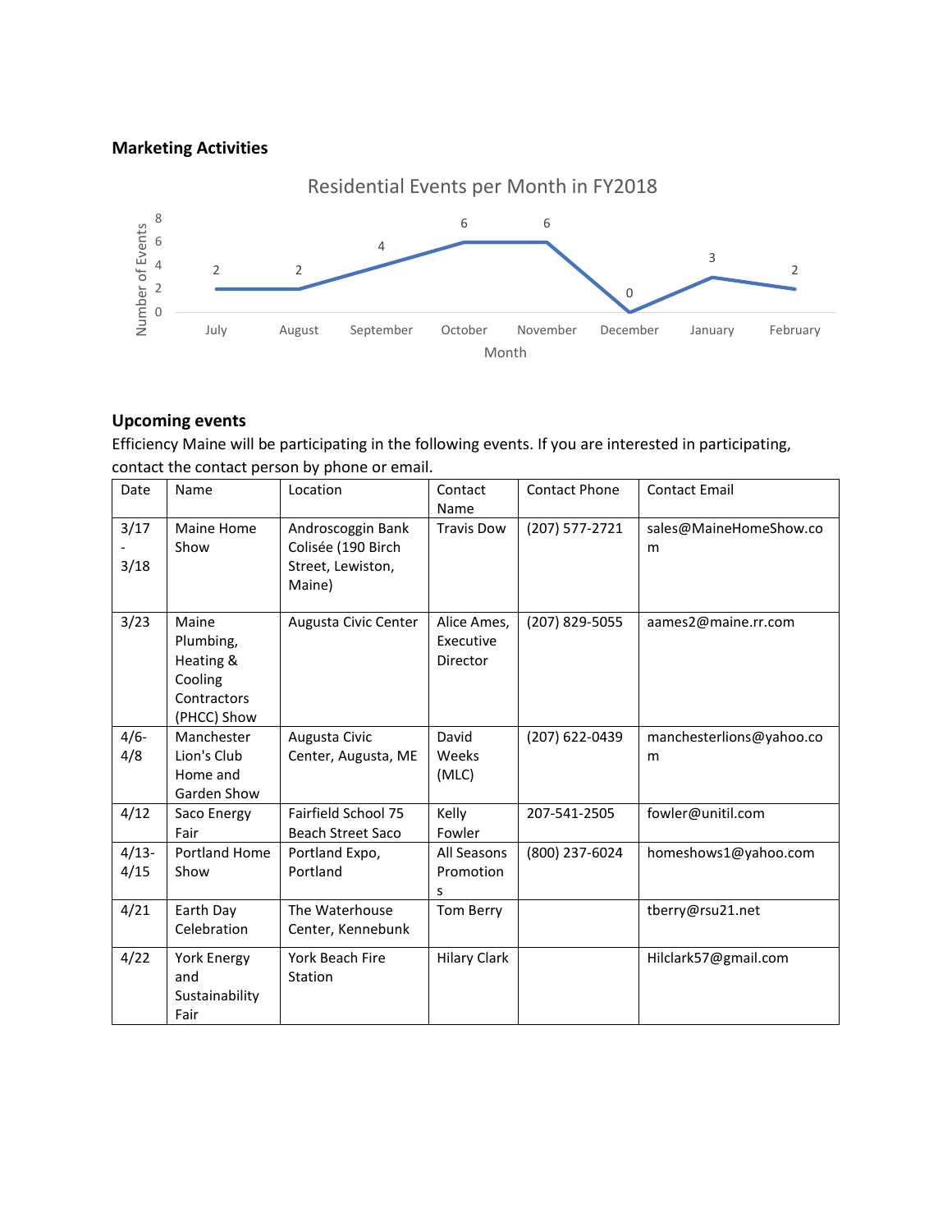**Marketing Activities**

Residential Events per Month in FY2018

Number of Events

8
6
4
2
0

2 2 4 6 6 0 3 2

July August September October November December January February

Month

**Upcoming events**

Efficiency Maine will be participating in the following events. If you are interested in participating, contact the contact person by phone or email.

| Date | Name | Location | Contact Name | Contact Phone | Contact Email |
|---|---|---|---|---|---|
| 3/17 - 3/18 | Maine Home Show | Androscoggin Bank Colisée (190 Birch Street, Lewiston, Maine) | Travis Dow | (207) 577-2721 | sales@MaineHomeShow.com |
| 3/23 | Maine Plumbing, Heating & Cooling Contractors (PHCC) Show | Augusta Civic Center | Alice Ames, Executive Director | (207) 829-5055 | aames2@maine.rr.com |
| 4/6-4/8 | Manchester Lion's Club Home and Garden Show | Augusta Civic Center, Augusta, ME | David Weeks (MLC) | (207) 622-0439 | manchesterlions@yahoo.com |
| 4/12 | Saco Energy Fair | Fairfield School 75 Beach Street Saco | Kelly Fowler | 207-541-2505 | fowler@unitil.com |
| 4/13-4/15 | Portland Home Show | Portland Expo, Portland | All Seasons Promotions | (800) 237-6024 | homeshows1@yahoo.com |
| 4/21 | Earth Day Celebration | The Waterhouse Center, Kennebunk | Tom Berry | | tberry@rsu21.net |
| 4/22 | York Energy and Sustainability Fair | York Beach Fire Station | Hilary Clark | | Hilclark57@gmail.com |